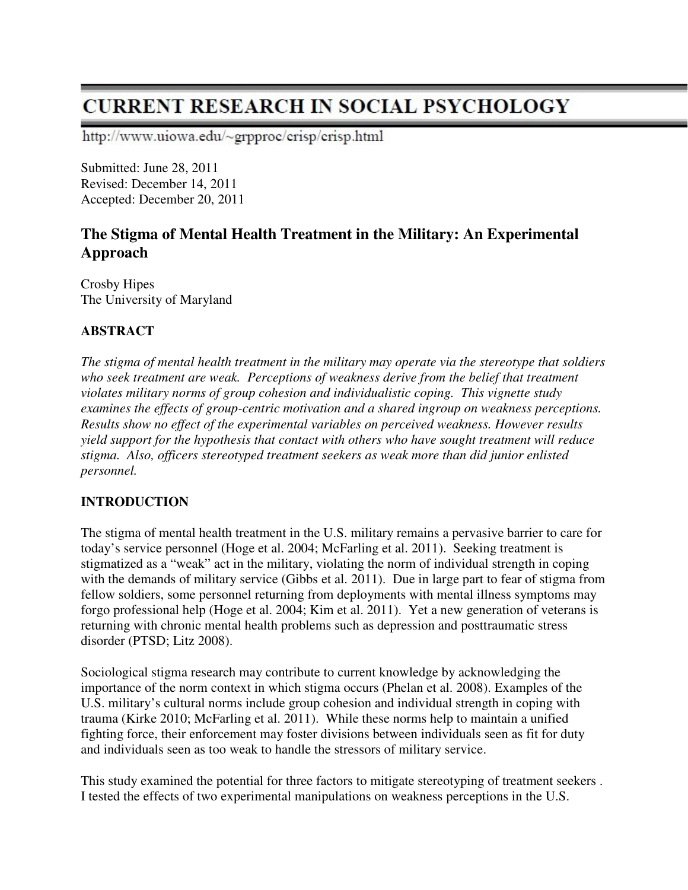# CURRENT RESEARCH IN SOCIAL PSYCHOLOGY

http://www.uiowa.edu/~grpproc/crisp/crisp.html

Submitted: June 28, 2011
Revised: December 14, 2011
Accepted: December 20, 2011

## The Stigma of Mental Health Treatment in the Military: An Experimental Approach

Crosby Hipes
The University of Maryland

### ABSTRACT

*The stigma of mental health treatment in the military may operate via the stereotype that soldiers who seek treatment are weak. Perceptions of weakness derive from the belief that treatment violates military norms of group cohesion and individualistic coping. This vignette study examines the effects of group-centric motivation and a shared ingroup on weakness perceptions. Results show no effect of the experimental variables on perceived weakness. However results yield support for the hypothesis that contact with others who have sought treatment will reduce stigma. Also, officers stereotyped treatment seekers as weak more than did junior enlisted personnel.*

### INTRODUCTION

The stigma of mental health treatment in the U.S. military remains a pervasive barrier to care for today's service personnel (Hoge et al. 2004; McFarling et al. 2011). Seeking treatment is stigmatized as a "weak" act in the military, violating the norm of individual strength in coping with the demands of military service (Gibbs et al. 2011). Due in large part to fear of stigma from fellow soldiers, some personnel returning from deployments with mental illness symptoms may forgo professional help (Hoge et al. 2004; Kim et al. 2011). Yet a new generation of veterans is returning with chronic mental health problems such as depression and posttraumatic stress disorder (PTSD; Litz 2008).

Sociological stigma research may contribute to current knowledge by acknowledging the importance of the norm context in which stigma occurs (Phelan et al. 2008). Examples of the U.S. military's cultural norms include group cohesion and individual strength in coping with trauma (Kirke 2010; McFarling et al. 2011). While these norms help to maintain a unified fighting force, their enforcement may foster divisions between individuals seen as fit for duty and individuals seen as too weak to handle the stressors of military service.

This study examined the potential for three factors to mitigate stereotyping of treatment seekers . I tested the effects of two experimental manipulations on weakness perceptions in the U.S.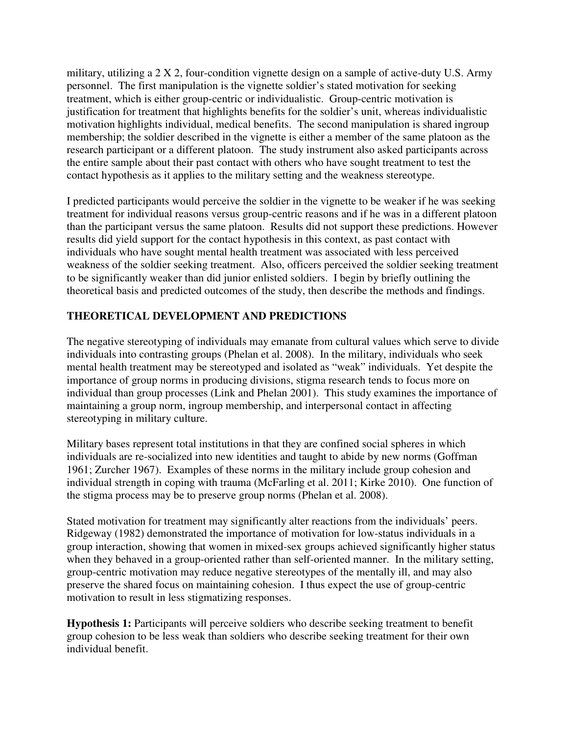military, utilizing a 2 X 2, four-condition vignette design on a sample of active-duty U.S. Army personnel. The first manipulation is the vignette soldier's stated motivation for seeking treatment, which is either group-centric or individualistic. Group-centric motivation is justification for treatment that highlights benefits for the soldier's unit, whereas individualistic motivation highlights individual, medical benefits. The second manipulation is shared ingroup membership; the soldier described in the vignette is either a member of the same platoon as the research participant or a different platoon. The study instrument also asked participants across the entire sample about their past contact with others who have sought treatment to test the contact hypothesis as it applies to the military setting and the weakness stereotype.

I predicted participants would perceive the soldier in the vignette to be weaker if he was seeking treatment for individual reasons versus group-centric reasons and if he was in a different platoon than the participant versus the same platoon. Results did not support these predictions. However results did yield support for the contact hypothesis in this context, as past contact with individuals who have sought mental health treatment was associated with less perceived weakness of the soldier seeking treatment. Also, officers perceived the soldier seeking treatment to be significantly weaker than did junior enlisted soldiers. I begin by briefly outlining the theoretical basis and predicted outcomes of the study, then describe the methods and findings.

## THEORETICAL DEVELOPMENT AND PREDICTIONS

The negative stereotyping of individuals may emanate from cultural values which serve to divide individuals into contrasting groups (Phelan et al. 2008). In the military, individuals who seek mental health treatment may be stereotyped and isolated as "weak" individuals. Yet despite the importance of group norms in producing divisions, stigma research tends to focus more on individual than group processes (Link and Phelan 2001). This study examines the importance of maintaining a group norm, ingroup membership, and interpersonal contact in affecting stereotyping in military culture.

Military bases represent total institutions in that they are confined social spheres in which individuals are re-socialized into new identities and taught to abide by new norms (Goffman 1961; Zurcher 1967). Examples of these norms in the military include group cohesion and individual strength in coping with trauma (McFarling et al. 2011; Kirke 2010). One function of the stigma process may be to preserve group norms (Phelan et al. 2008).

Stated motivation for treatment may significantly alter reactions from the individuals' peers. Ridgeway (1982) demonstrated the importance of motivation for low-status individuals in a group interaction, showing that women in mixed-sex groups achieved significantly higher status when they behaved in a group-oriented rather than self-oriented manner. In the military setting, group-centric motivation may reduce negative stereotypes of the mentally ill, and may also preserve the shared focus on maintaining cohesion. I thus expect the use of group-centric motivation to result in less stigmatizing responses.

**Hypothesis 1:** Participants will perceive soldiers who describe seeking treatment to benefit group cohesion to be less weak than soldiers who describe seeking treatment for their own individual benefit.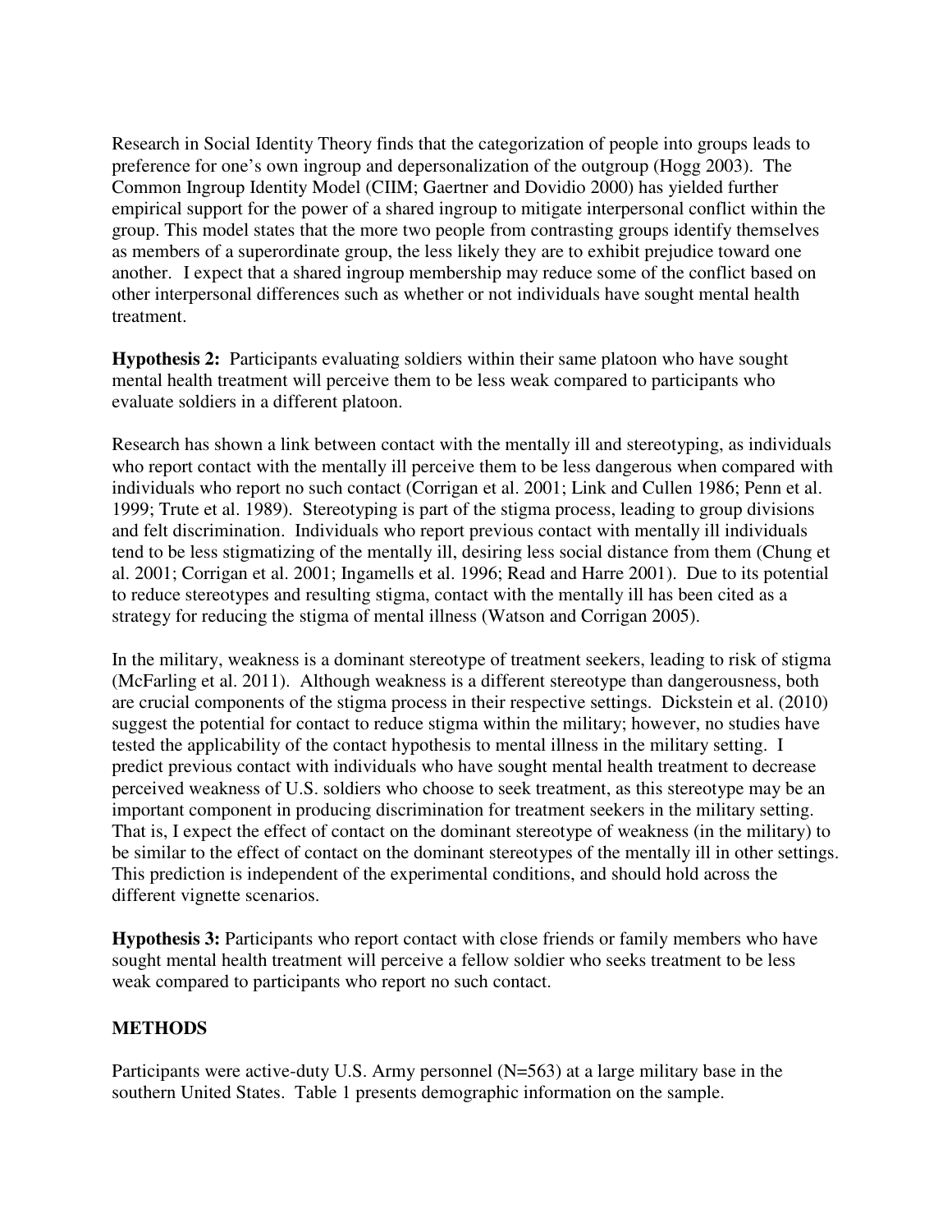Research in Social Identity Theory finds that the categorization of people into groups leads to preference for one's own ingroup and depersonalization of the outgroup (Hogg 2003). The Common Ingroup Identity Model (CIIM; Gaertner and Dovidio 2000) has yielded further empirical support for the power of a shared ingroup to mitigate interpersonal conflict within the group. This model states that the more two people from contrasting groups identify themselves as members of a superordinate group, the less likely they are to exhibit prejudice toward one another. I expect that a shared ingroup membership may reduce some of the conflict based on other interpersonal differences such as whether or not individuals have sought mental health treatment.

**Hypothesis 2:** Participants evaluating soldiers within their same platoon who have sought mental health treatment will perceive them to be less weak compared to participants who evaluate soldiers in a different platoon.

Research has shown a link between contact with the mentally ill and stereotyping, as individuals who report contact with the mentally ill perceive them to be less dangerous when compared with individuals who report no such contact (Corrigan et al. 2001; Link and Cullen 1986; Penn et al. 1999; Trute et al. 1989). Stereotyping is part of the stigma process, leading to group divisions and felt discrimination. Individuals who report previous contact with mentally ill individuals tend to be less stigmatizing of the mentally ill, desiring less social distance from them (Chung et al. 2001; Corrigan et al. 2001; Ingamells et al. 1996; Read and Harre 2001). Due to its potential to reduce stereotypes and resulting stigma, contact with the mentally ill has been cited as a strategy for reducing the stigma of mental illness (Watson and Corrigan 2005).

In the military, weakness is a dominant stereotype of treatment seekers, leading to risk of stigma (McFarling et al. 2011). Although weakness is a different stereotype than dangerousness, both are crucial components of the stigma process in their respective settings. Dickstein et al. (2010) suggest the potential for contact to reduce stigma within the military; however, no studies have tested the applicability of the contact hypothesis to mental illness in the military setting. I predict previous contact with individuals who have sought mental health treatment to decrease perceived weakness of U.S. soldiers who choose to seek treatment, as this stereotype may be an important component in producing discrimination for treatment seekers in the military setting. That is, I expect the effect of contact on the dominant stereotype of weakness (in the military) to be similar to the effect of contact on the dominant stereotypes of the mentally ill in other settings. This prediction is independent of the experimental conditions, and should hold across the different vignette scenarios.

**Hypothesis 3:** Participants who report contact with close friends or family members who have sought mental health treatment will perceive a fellow soldier who seeks treatment to be less weak compared to participants who report no such contact.

## METHODS

Participants were active-duty U.S. Army personnel (N=563) at a large military base in the southern United States. Table 1 presents demographic information on the sample.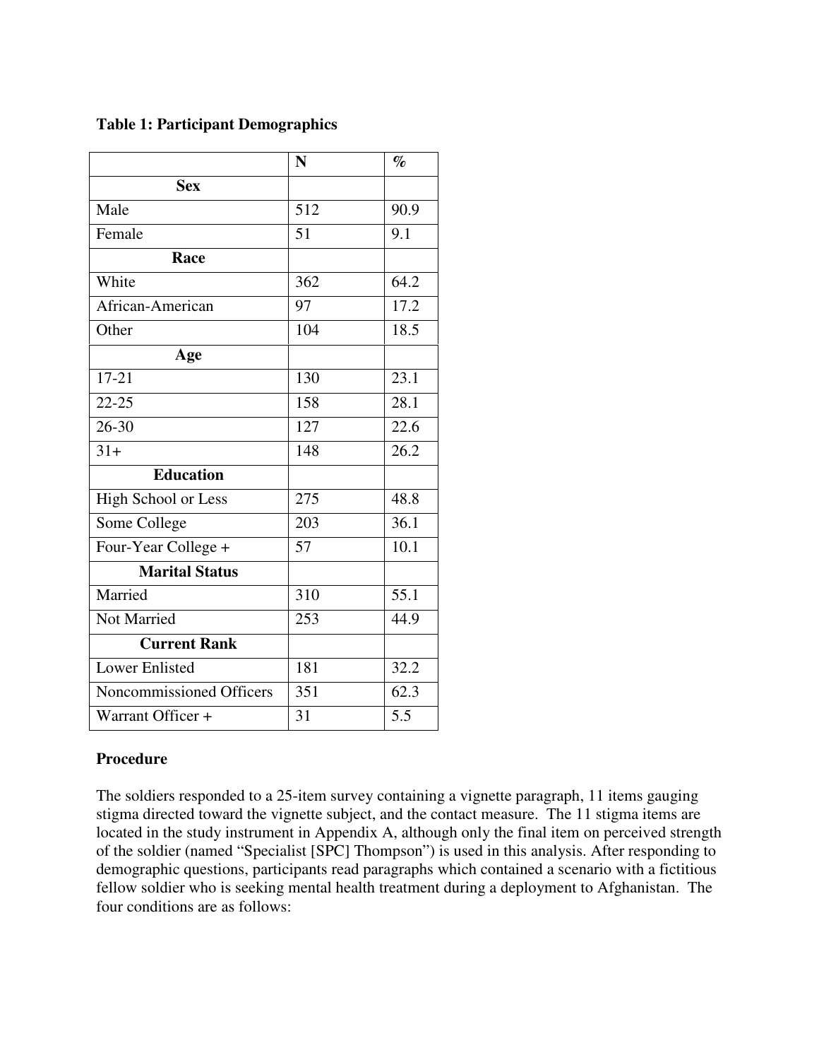**Table 1: Participant Demographics**

| | N | % |
|---|---|---|
| **Sex** | | |
| Male | 512 | 90.9 |
| Female | 51 | 9.1 |
| **Race** | | |
| White | 362 | 64.2 |
| African-American | 97 | 17.2 |
| Other | 104 | 18.5 |
| **Age** | | |
| 17-21 | 130 | 23.1 |
| 22-25 | 158 | 28.1 |
| 26-30 | 127 | 22.6 |
| 31+ | 148 | 26.2 |
| **Education** | | |
| High School or Less | 275 | 48.8 |
| Some College | 203 | 36.1 |
| Four-Year College + | 57 | 10.1 |
| **Marital Status** | | |
| Married | 310 | 55.1 |
| Not Married | 253 | 44.9 |
| **Current Rank** | | |
| Lower Enlisted | 181 | 32.2 |
| Noncommissioned Officers | 351 | 62.3 |
| Warrant Officer + | 31 | 5.5 |

**Procedure**

The soldiers responded to a 25-item survey containing a vignette paragraph, 11 items gauging stigma directed toward the vignette subject, and the contact measure. The 11 stigma items are located in the study instrument in Appendix A, although only the final item on perceived strength of the soldier (named "Specialist [SPC] Thompson") is used in this analysis. After responding to demographic questions, participants read paragraphs which contained a scenario with a fictitious fellow soldier who is seeking mental health treatment during a deployment to Afghanistan. The four conditions are as follows: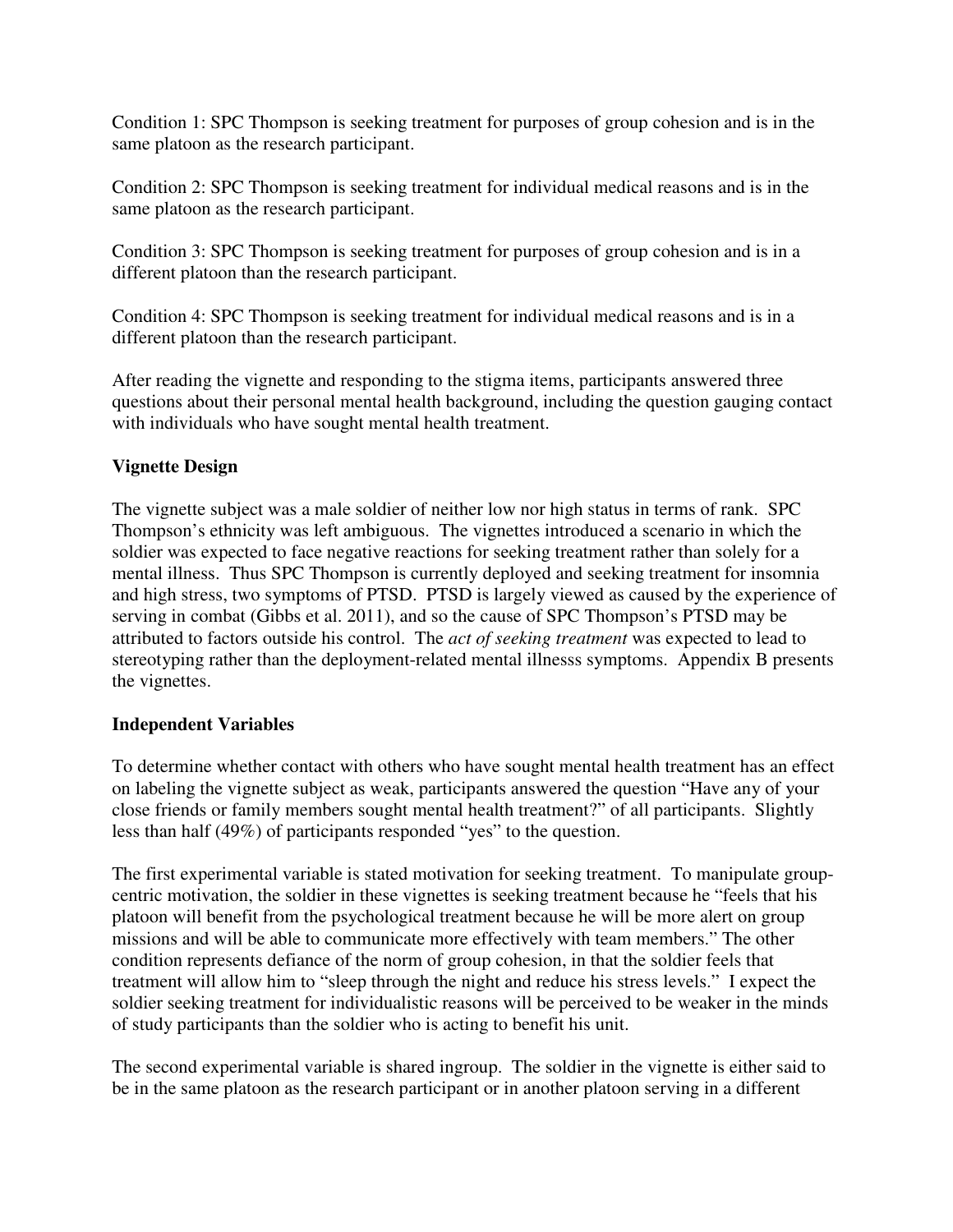Condition 1: SPC Thompson is seeking treatment for purposes of group cohesion and is in the same platoon as the research participant.

Condition 2: SPC Thompson is seeking treatment for individual medical reasons and is in the same platoon as the research participant.

Condition 3: SPC Thompson is seeking treatment for purposes of group cohesion and is in a different platoon than the research participant.

Condition 4: SPC Thompson is seeking treatment for individual medical reasons and is in a different platoon than the research participant.

After reading the vignette and responding to the stigma items, participants answered three questions about their personal mental health background, including the question gauging contact with individuals who have sought mental health treatment.

### Vignette Design

The vignette subject was a male soldier of neither low nor high status in terms of rank. SPC Thompson's ethnicity was left ambiguous. The vignettes introduced a scenario in which the soldier was expected to face negative reactions for seeking treatment rather than solely for a mental illness. Thus SPC Thompson is currently deployed and seeking treatment for insomnia and high stress, two symptoms of PTSD. PTSD is largely viewed as caused by the experience of serving in combat (Gibbs et al. 2011), and so the cause of SPC Thompson's PTSD may be attributed to factors outside his control. The *act of seeking treatment* was expected to lead to stereotyping rather than the deployment-related mental illnesss symptoms. Appendix B presents the vignettes.

### Independent Variables

To determine whether contact with others who have sought mental health treatment has an effect on labeling the vignette subject as weak, participants answered the question "Have any of your close friends or family members sought mental health treatment?" of all participants. Slightly less than half (49%) of participants responded "yes" to the question.

The first experimental variable is stated motivation for seeking treatment. To manipulate group-centric motivation, the soldier in these vignettes is seeking treatment because he "feels that his platoon will benefit from the psychological treatment because he will be more alert on group missions and will be able to communicate more effectively with team members." The other condition represents defiance of the norm of group cohesion, in that the soldier feels that treatment will allow him to "sleep through the night and reduce his stress levels." I expect the soldier seeking treatment for individualistic reasons will be perceived to be weaker in the minds of study participants than the soldier who is acting to benefit his unit.

The second experimental variable is shared ingroup. The soldier in the vignette is either said to be in the same platoon as the research participant or in another platoon serving in a different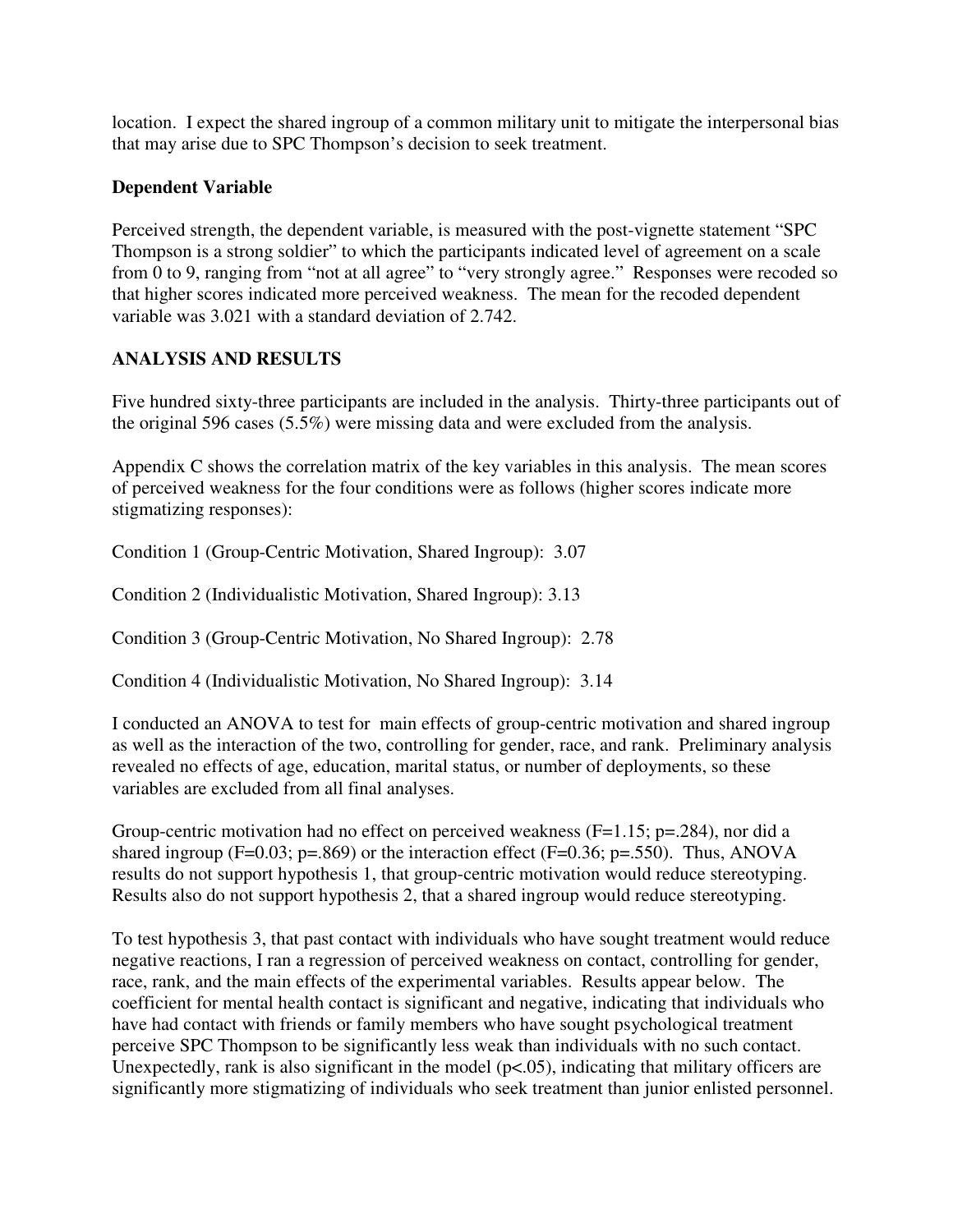location. I expect the shared ingroup of a common military unit to mitigate the interpersonal bias that may arise due to SPC Thompson's decision to seek treatment.

### Dependent Variable

Perceived strength, the dependent variable, is measured with the post-vignette statement "SPC Thompson is a strong soldier" to which the participants indicated level of agreement on a scale from 0 to 9, ranging from "not at all agree" to "very strongly agree." Responses were recoded so that higher scores indicated more perceived weakness. The mean for the recoded dependent variable was 3.021 with a standard deviation of 2.742.

## ANALYSIS AND RESULTS

Five hundred sixty-three participants are included in the analysis. Thirty-three participants out of the original 596 cases (5.5%) were missing data and were excluded from the analysis.

Appendix C shows the correlation matrix of the key variables in this analysis. The mean scores of perceived weakness for the four conditions were as follows (higher scores indicate more stigmatizing responses):

Condition 1 (Group-Centric Motivation, Shared Ingroup): 3.07

Condition 2 (Individualistic Motivation, Shared Ingroup): 3.13

Condition 3 (Group-Centric Motivation, No Shared Ingroup): 2.78

Condition 4 (Individualistic Motivation, No Shared Ingroup): 3.14

I conducted an ANOVA to test for main effects of group-centric motivation and shared ingroup as well as the interaction of the two, controlling for gender, race, and rank. Preliminary analysis revealed no effects of age, education, marital status, or number of deployments, so these variables are excluded from all final analyses.

Group-centric motivation had no effect on perceived weakness ($F=1.15$; $p=.284$), nor did a shared ingroup ($F=0.03$; $p=.869$) or the interaction effect ($F=0.36$; $p=.550$). Thus, ANOVA results do not support hypothesis 1, that group-centric motivation would reduce stereotyping. Results also do not support hypothesis 2, that a shared ingroup would reduce stereotyping.

To test hypothesis 3, that past contact with individuals who have sought treatment would reduce negative reactions, I ran a regression of perceived weakness on contact, controlling for gender, race, rank, and the main effects of the experimental variables. Results appear below. The coefficient for mental health contact is significant and negative, indicating that individuals who have had contact with friends or family members who have sought psychological treatment perceive SPC Thompson to be significantly less weak than individuals with no such contact. Unexpectedly, rank is also significant in the model ($p<.05$), indicating that military officers are significantly more stigmatizing of individuals who seek treatment than junior enlisted personnel.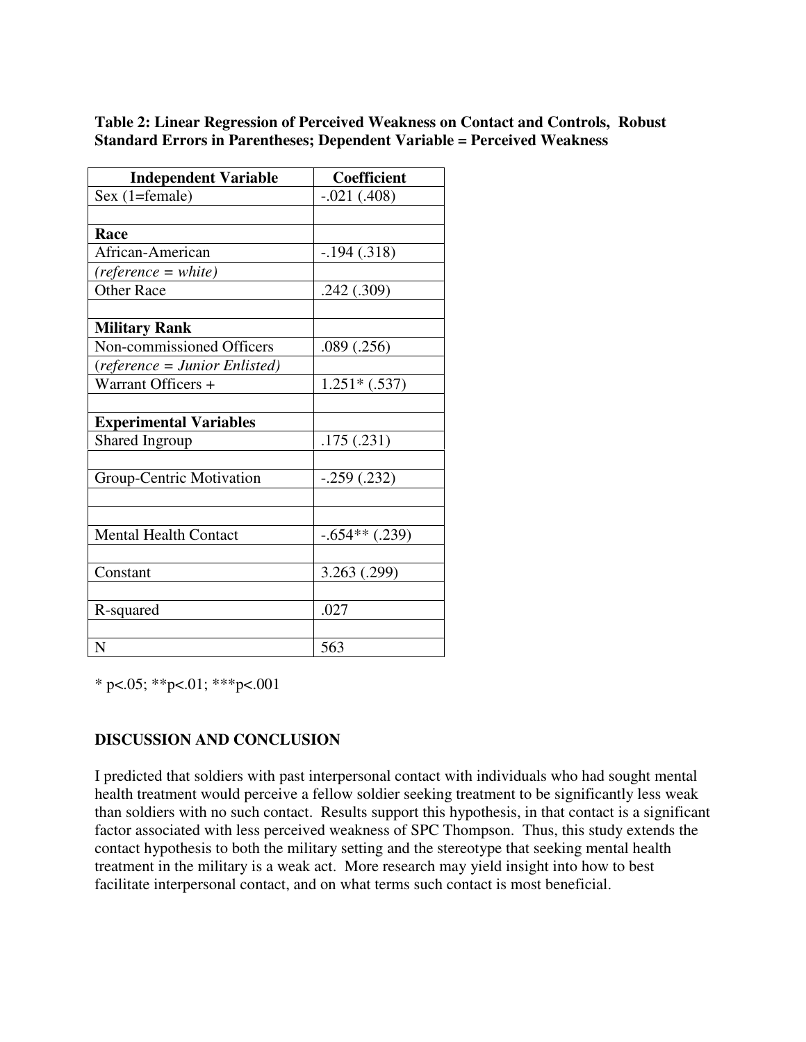**Table 2: Linear Regression of Perceived Weakness on Contact and Controls, Robust Standard Errors in Parentheses; Dependent Variable = Perceived Weakness**

| **Independent Variable** | **Coefficient** |
|---|---|
| Sex (1=female) | -.021 (.408) |
| | |
| **Race** | |
| African-American | -.194 (.318) |
| *(reference = white)* | |
| Other Race | .242 (.309) |
| | |
| **Military Rank** | |
| Non-commissioned Officers | .089 (.256) |
| (*reference = Junior Enlisted)* | |
| Warrant Officers + | 1.251* (.537) |
| | |
| **Experimental Variables** | |
| Shared Ingroup | .175 (.231) |
| | |
| Group-Centric Motivation | -.259 (.232) |
| | |
| | |
| Mental Health Contact | -.654** (.239) |
| | |
| Constant | 3.263 (.299) |
| | |
| R-squared | .027 |
| | |
| N | 563 |

* $p<.05$; ** $p<.01$; *** $p<.001$

## DISCUSSION AND CONCLUSION

I predicted that soldiers with past interpersonal contact with individuals who had sought mental health treatment would perceive a fellow soldier seeking treatment to be significantly less weak than soldiers with no such contact. Results support this hypothesis, in that contact is a significant factor associated with less perceived weakness of SPC Thompson. Thus, this study extends the contact hypothesis to both the military setting and the stereotype that seeking mental health treatment in the military is a weak act. More research may yield insight into how to best facilitate interpersonal contact, and on what terms such contact is most beneficial.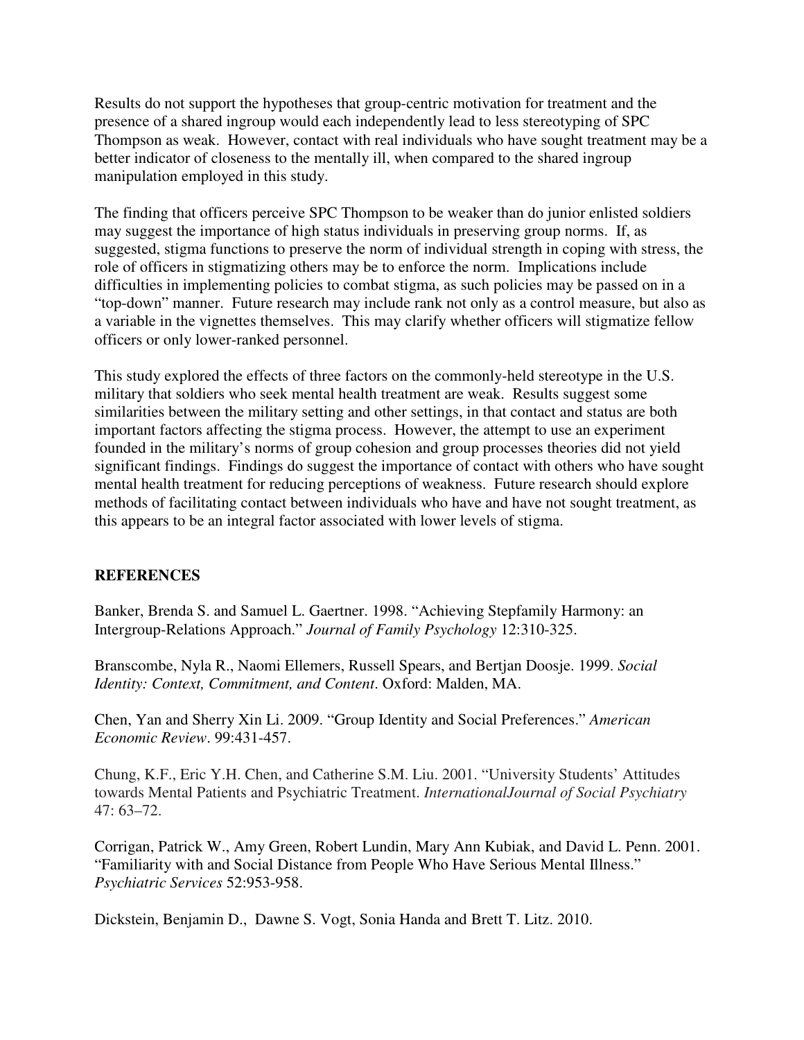Results do not support the hypotheses that group-centric motivation for treatment and the presence of a shared ingroup would each independently lead to less stereotyping of SPC Thompson as weak. However, contact with real individuals who have sought treatment may be a better indicator of closeness to the mentally ill, when compared to the shared ingroup manipulation employed in this study.

The finding that officers perceive SPC Thompson to be weaker than do junior enlisted soldiers may suggest the importance of high status individuals in preserving group norms. If, as suggested, stigma functions to preserve the norm of individual strength in coping with stress, the role of officers in stigmatizing others may be to enforce the norm. Implications include difficulties in implementing policies to combat stigma, as such policies may be passed on in a "top-down" manner. Future research may include rank not only as a control measure, but also as a variable in the vignettes themselves. This may clarify whether officers will stigmatize fellow officers or only lower-ranked personnel.

This study explored the effects of three factors on the commonly-held stereotype in the U.S. military that soldiers who seek mental health treatment are weak. Results suggest some similarities between the military setting and other settings, in that contact and status are both important factors affecting the stigma process. However, the attempt to use an experiment founded in the military's norms of group cohesion and group processes theories did not yield significant findings. Findings do suggest the importance of contact with others who have sought mental health treatment for reducing perceptions of weakness. Future research should explore methods of facilitating contact between individuals who have and have not sought treatment, as this appears to be an integral factor associated with lower levels of stigma.

## REFERENCES

Banker, Brenda S. and Samuel L. Gaertner. 1998. "Achieving Stepfamily Harmony: an Intergroup-Relations Approach." *Journal of Family Psychology* 12:310-325.

Branscombe, Nyla R., Naomi Ellemers, Russell Spears, and Bertjan Doosje. 1999. *Social Identity: Context, Commitment, and Content*. Oxford: Malden, MA.

Chen, Yan and Sherry Xin Li. 2009. "Group Identity and Social Preferences." *American Economic Review*. 99:431-457.

Chung, K.F., Eric Y.H. Chen, and Catherine S.M. Liu. 2001. "University Students' Attitudes towards Mental Patients and Psychiatric Treatment. *InternationalJournal of Social Psychiatry* 47: 63–72.

Corrigan, Patrick W., Amy Green, Robert Lundin, Mary Ann Kubiak, and David L. Penn. 2001. "Familiarity with and Social Distance from People Who Have Serious Mental Illness." *Psychiatric Services* 52:953-958.

Dickstein, Benjamin D., Dawne S. Vogt, Sonia Handa and Brett T. Litz. 2010.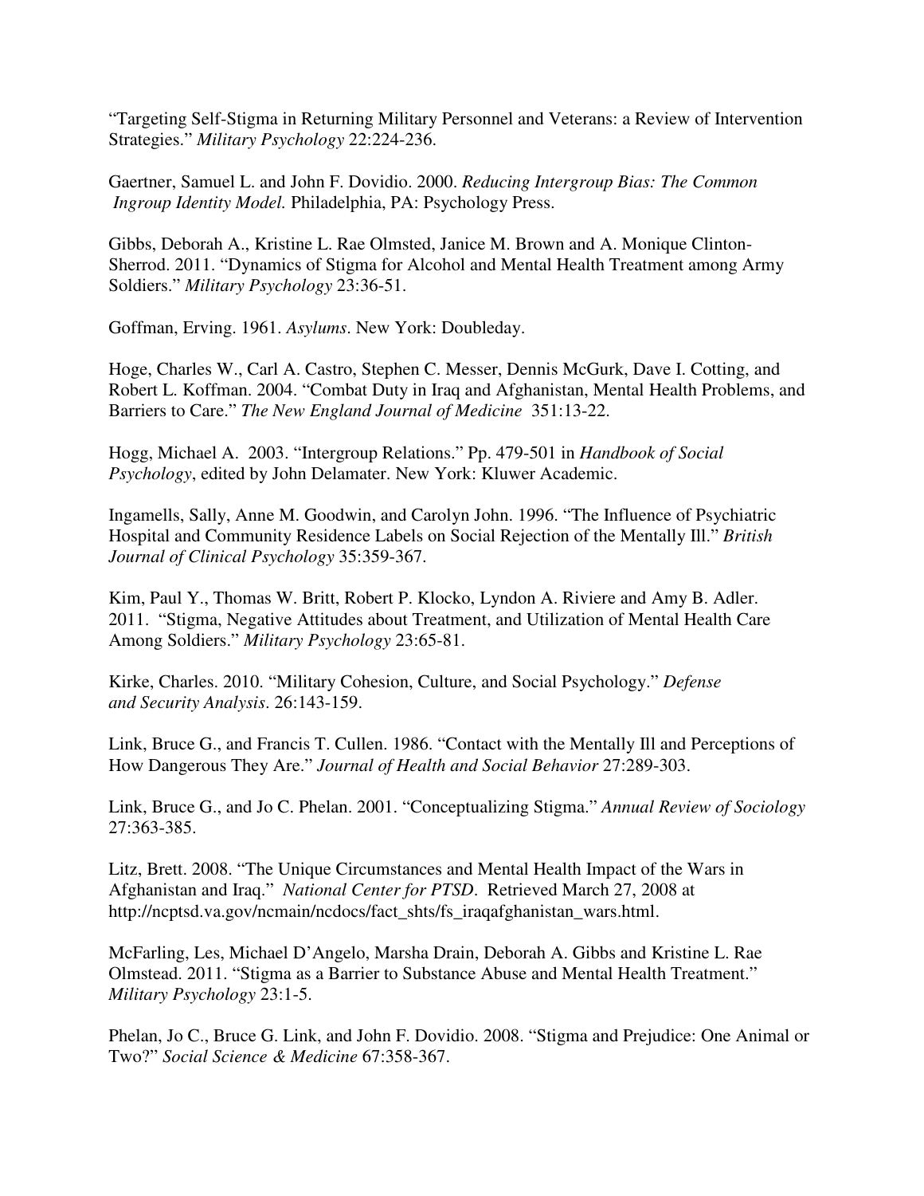"Targeting Self-Stigma in Returning Military Personnel and Veterans: a Review of Intervention Strategies." *Military Psychology* 22:224-236.

Gaertner, Samuel L. and John F. Dovidio. 2000. *Reducing Intergroup Bias: The Common Ingroup Identity Model.* Philadelphia, PA: Psychology Press.

Gibbs, Deborah A., Kristine L. Rae Olmsted, Janice M. Brown and A. Monique Clinton-Sherrod. 2011. "Dynamics of Stigma for Alcohol and Mental Health Treatment among Army Soldiers." *Military Psychology* 23:36-51.

Goffman, Erving. 1961. *Asylums*. New York: Doubleday.

Hoge, Charles W., Carl A. Castro, Stephen C. Messer, Dennis McGurk, Dave I. Cotting, and Robert L. Koffman. 2004. "Combat Duty in Iraq and Afghanistan, Mental Health Problems, and Barriers to Care." *The New England Journal of Medicine* 351:13-22.

Hogg, Michael A. 2003. "Intergroup Relations." Pp. 479-501 in *Handbook of Social Psychology*, edited by John Delamater. New York: Kluwer Academic.

Ingamells, Sally, Anne M. Goodwin, and Carolyn John. 1996. "The Influence of Psychiatric Hospital and Community Residence Labels on Social Rejection of the Mentally Ill." *British Journal of Clinical Psychology* 35:359-367.

Kim, Paul Y., Thomas W. Britt, Robert P. Klocko, Lyndon A. Riviere and Amy B. Adler. 2011. "Stigma, Negative Attitudes about Treatment, and Utilization of Mental Health Care Among Soldiers." *Military Psychology* 23:65-81.

Kirke, Charles. 2010. "Military Cohesion, Culture, and Social Psychology." *Defense and Security Analysis*. 26:143-159.

Link, Bruce G., and Francis T. Cullen. 1986. "Contact with the Mentally Ill and Perceptions of How Dangerous They Are." *Journal of Health and Social Behavior* 27:289-303.

Link, Bruce G., and Jo C. Phelan. 2001. "Conceptualizing Stigma." *Annual Review of Sociology* 27:363-385.

Litz, Brett. 2008. "The Unique Circumstances and Mental Health Impact of the Wars in Afghanistan and Iraq." *National Center for PTSD*. Retrieved March 27, 2008 at http://ncptsd.va.gov/ncmain/ncdocs/fact_shts/fs_iraqafghanistan_wars.html.

McFarling, Les, Michael D'Angelo, Marsha Drain, Deborah A. Gibbs and Kristine L. Rae Olmstead. 2011. "Stigma as a Barrier to Substance Abuse and Mental Health Treatment." *Military Psychology* 23:1-5.

Phelan, Jo C., Bruce G. Link, and John F. Dovidio. 2008. "Stigma and Prejudice: One Animal or Two?" *Social Science & Medicine* 67:358-367.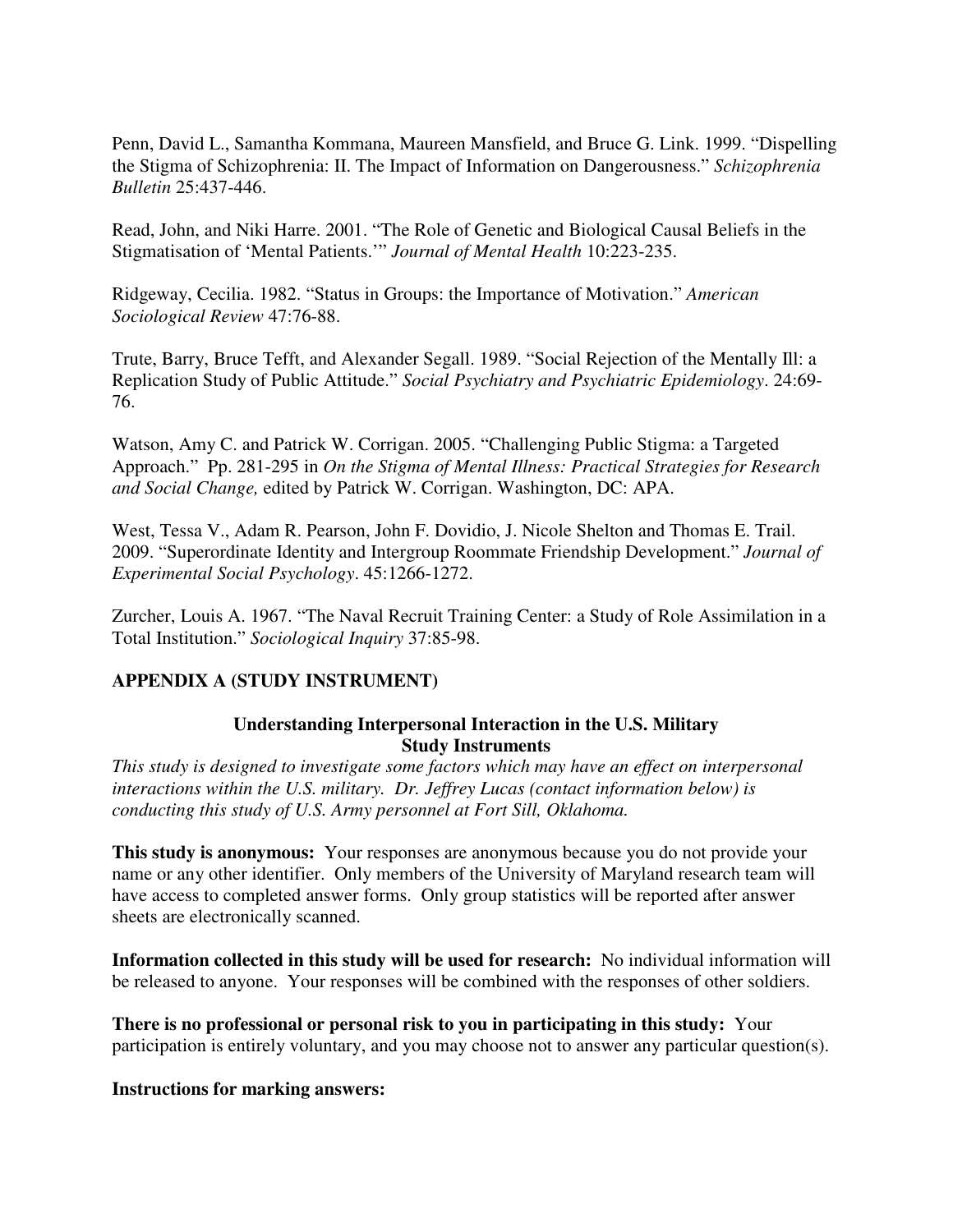Penn, David L., Samantha Kommana, Maureen Mansfield, and Bruce G. Link. 1999. "Dispelling the Stigma of Schizophrenia: II. The Impact of Information on Dangerousness." *Schizophrenia Bulletin* 25:437-446.

Read, John, and Niki Harre. 2001. "The Role of Genetic and Biological Causal Beliefs in the Stigmatisation of 'Mental Patients.'" *Journal of Mental Health* 10:223-235.

Ridgeway, Cecilia. 1982. "Status in Groups: the Importance of Motivation." *American Sociological Review* 47:76-88.

Trute, Barry, Bruce Tefft, and Alexander Segall. 1989. "Social Rejection of the Mentally Ill: a Replication Study of Public Attitude." *Social Psychiatry and Psychiatric Epidemiology*. 24:69-76.

Watson, Amy C. and Patrick W. Corrigan. 2005. "Challenging Public Stigma: a Targeted Approach." Pp. 281-295 in *On the Stigma of Mental Illness: Practical Strategies for Research and Social Change,* edited by Patrick W. Corrigan. Washington, DC: APA.

West, Tessa V., Adam R. Pearson, John F. Dovidio, J. Nicole Shelton and Thomas E. Trail. 2009. "Superordinate Identity and Intergroup Roommate Friendship Development." *Journal of Experimental Social Psychology*. 45:1266-1272.

Zurcher, Louis A. 1967. "The Naval Recruit Training Center: a Study of Role Assimilation in a Total Institution." *Sociological Inquiry* 37:85-98.

## APPENDIX A (STUDY INSTRUMENT)

### Understanding Interpersonal Interaction in the U.S. Military
### Study Instruments

*This study is designed to investigate some factors which may have an effect on interpersonal interactions within the U.S. military. Dr. Jeffrey Lucas (contact information below) is conducting this study of U.S. Army personnel at Fort Sill, Oklahoma.*

**This study is anonymous:** Your responses are anonymous because you do not provide your name or any other identifier. Only members of the University of Maryland research team will have access to completed answer forms. Only group statistics will be reported after answer sheets are electronically scanned.

**Information collected in this study will be used for research:** No individual information will be released to anyone. Your responses will be combined with the responses of other soldiers.

**There is no professional or personal risk to you in participating in this study:** Your participation is entirely voluntary, and you may choose not to answer any particular question(s).

**Instructions for marking answers:**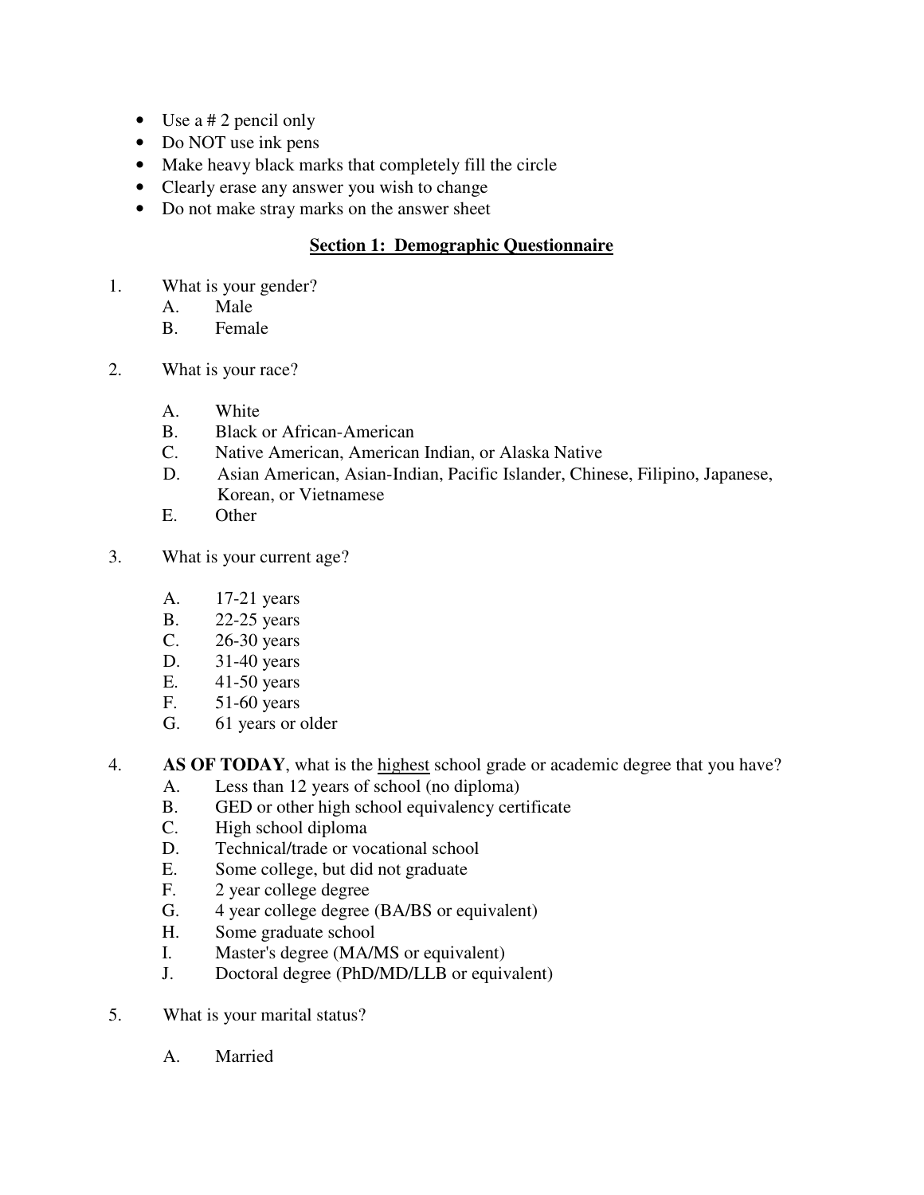- Use a # 2 pencil only
- Do NOT use ink pens
- Make heavy black marks that completely fill the circle
- Clearly erase any answer you wish to change
- Do not make stray marks on the answer sheet

## Section 1: Demographic Questionnaire

1. What is your gender?
   - A. Male
   - B. Female

2. What is your race?
   - A. White
   - B. Black or African-American
   - C. Native American, American Indian, or Alaska Native
   - D. Asian American, Asian-Indian, Pacific Islander, Chinese, Filipino, Japanese, Korean, or Vietnamese
   - E. Other

3. What is your current age?
   - A. 17-21 years
   - B. 22-25 years
   - C. 26-30 years
   - D. 31-40 years
   - E. 41-50 years
   - F. 51-60 years
   - G. 61 years or older

4. **AS OF TODAY**, what is the <u>highest</u> school grade or academic degree that you have?
   - A. Less than 12 years of school (no diploma)
   - B. GED or other high school equivalency certificate
   - C. High school diploma
   - D. Technical/trade or vocational school
   - E. Some college, but did not graduate
   - F. 2 year college degree
   - G. 4 year college degree (BA/BS or equivalent)
   - H. Some graduate school
   - I. Master's degree (MA/MS or equivalent)
   - J. Doctoral degree (PhD/MD/LLB or equivalent)

5. What is your marital status?
   - A. Married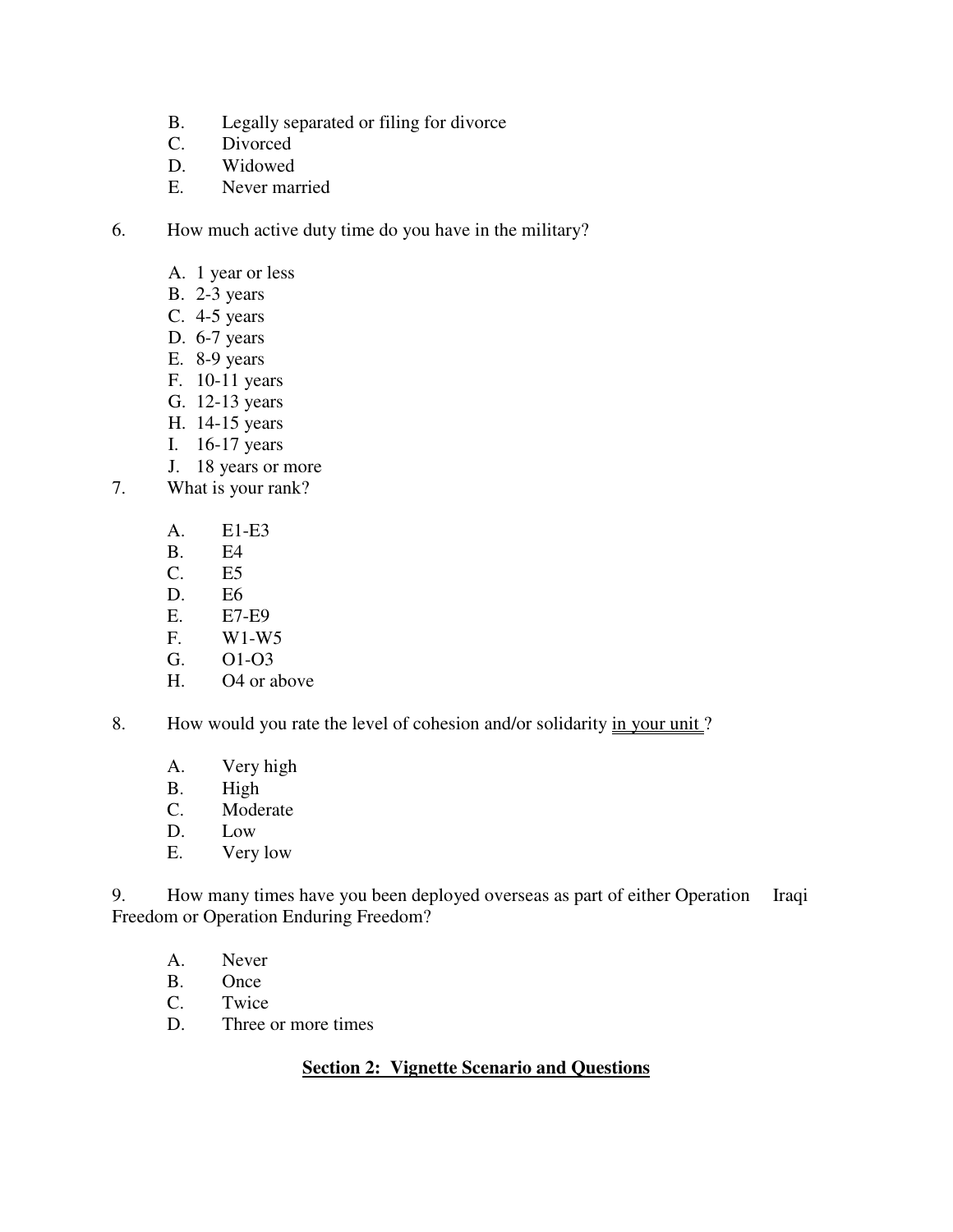B. Legally separated or filing for divorce
C. Divorced
D. Widowed
E. Never married

6. How much active duty time do you have in the military?

A. 1 year or less
B. 2-3 years
C. 4-5 years
D. 6-7 years
E. 8-9 years
F. 10-11 years
G. 12-13 years
H. 14-15 years
I. 16-17 years
J. 18 years or more

7. What is your rank?

A. E1-E3
B. E4
C. E5
D. E6
E. E7-E9
F. W1-W5
G. O1-O3
H. O4 or above

8. How would you rate the level of cohesion and/or solidarity <u>in your unit</u>?

A. Very high
B. High
C. Moderate
D. Low
E. Very low

9. How many times have you been deployed overseas as part of either Operation Iraqi Freedom or Operation Enduring Freedom?

A. Never
B. Once
C. Twice
D. Three or more times

## **Section 2: Vignette Scenario and Questions**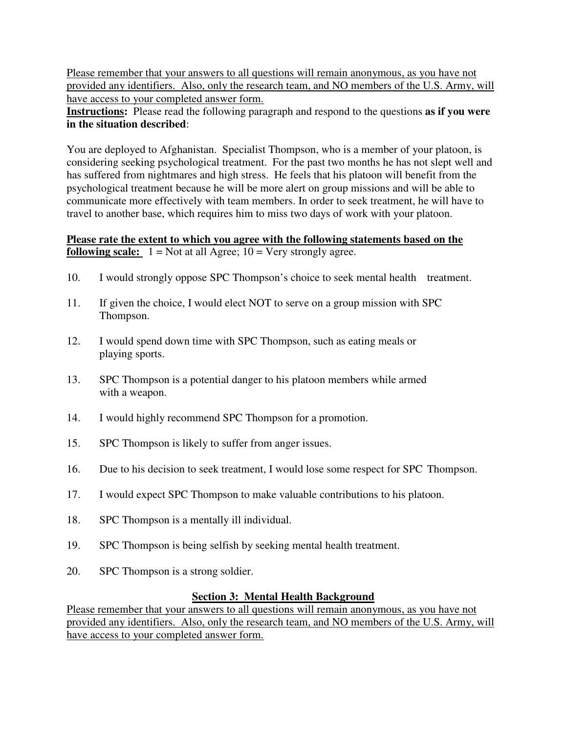Please remember that your answers to all questions will remain anonymous, as you have not provided any identifiers. Also, only the research team, and NO members of the U.S. Army, will have access to your completed answer form.

**Instructions:** Please read the following paragraph and respond to the questions **as if you were in the situation described**:

You are deployed to Afghanistan. Specialist Thompson, who is a member of your platoon, is considering seeking psychological treatment. For the past two months he has not slept well and has suffered from nightmares and high stress. He feels that his platoon will benefit from the psychological treatment because he will be more alert on group missions and will be able to communicate more effectively with team members. In order to seek treatment, he will have to travel to another base, which requires him to miss two days of work with your platoon.

**Please rate the extent to which you agree with the following statements based on the following scale:** 1 = Not at all Agree; 10 = Very strongly agree.

10. I would strongly oppose SPC Thompson's choice to seek mental health treatment.
11. If given the choice, I would elect NOT to serve on a group mission with SPC Thompson.
12. I would spend down time with SPC Thompson, such as eating meals or playing sports.
13. SPC Thompson is a potential danger to his platoon members while armed with a weapon.
14. I would highly recommend SPC Thompson for a promotion.
15. SPC Thompson is likely to suffer from anger issues.
16. Due to his decision to seek treatment, I would lose some respect for SPC Thompson.
17. I would expect SPC Thompson to make valuable contributions to his platoon.
18. SPC Thompson is a mentally ill individual.
19. SPC Thompson is being selfish by seeking mental health treatment.
20. SPC Thompson is a strong soldier.

## Section 3: Mental Health Background

Please remember that your answers to all questions will remain anonymous, as you have not provided any identifiers. Also, only the research team, and NO members of the U.S. Army, will have access to your completed answer form.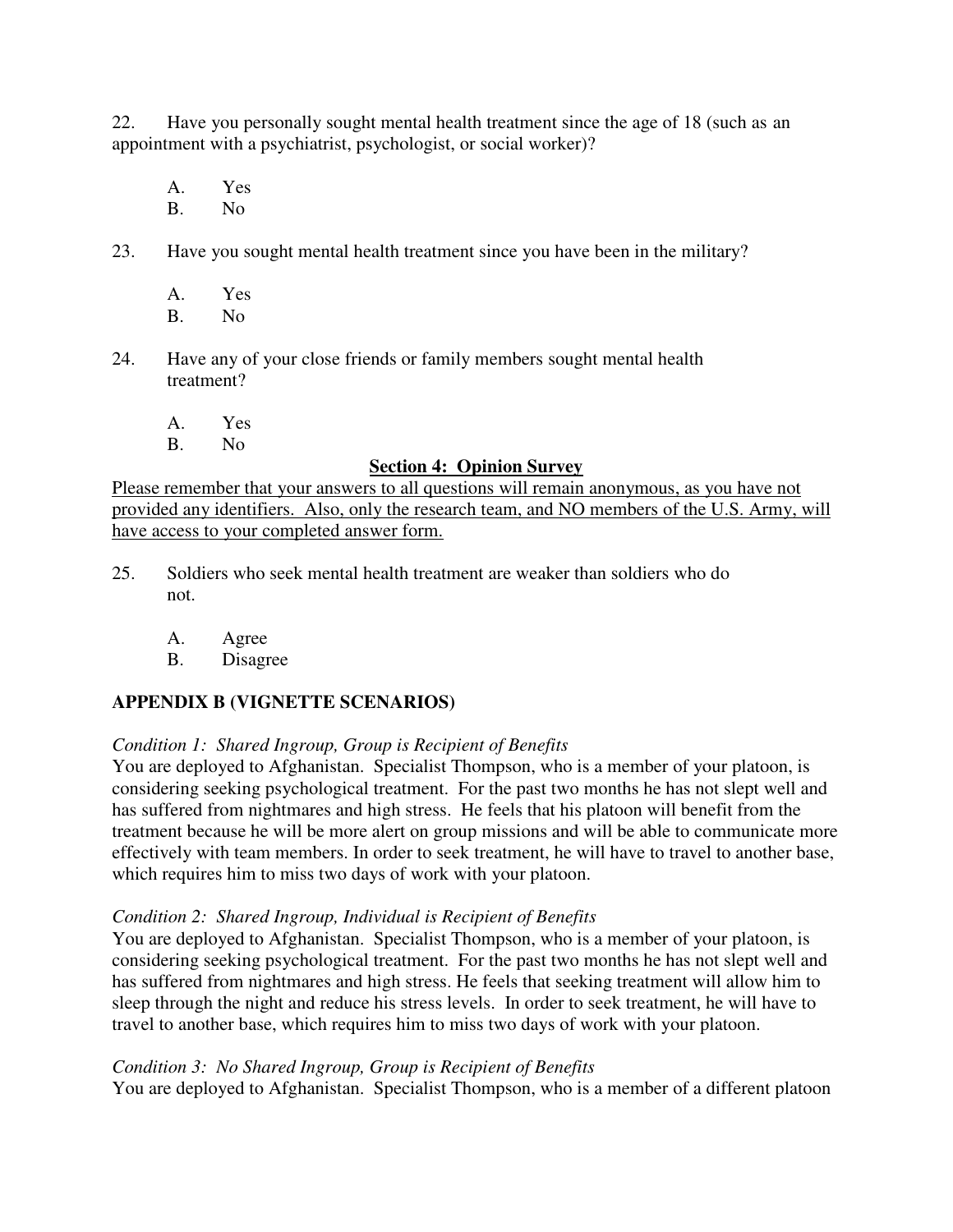22. Have you personally sought mental health treatment since the age of 18 (such as an appointment with a psychiatrist, psychologist, or social worker)?

   A. Yes
   B. No

23. Have you sought mental health treatment since you have been in the military?

   A. Yes
   B. No

24. Have any of your close friends or family members sought mental health treatment?

   A. Yes
   B. No

## Section 4: Opinion Survey

Please remember that your answers to all questions will remain anonymous, as you have not provided any identifiers. Also, only the research team, and NO members of the U.S. Army, will have access to your completed answer form.

25. Soldiers who seek mental health treatment are weaker than soldiers who do not.

   A. Agree
   B. Disagree

## APPENDIX B (VIGNETTE SCENARIOS)

*Condition 1: Shared Ingroup, Group is Recipient of Benefits*

You are deployed to Afghanistan. Specialist Thompson, who is a member of your platoon, is considering seeking psychological treatment. For the past two months he has not slept well and has suffered from nightmares and high stress. He feels that his platoon will benefit from the treatment because he will be more alert on group missions and will be able to communicate more effectively with team members. In order to seek treatment, he will have to travel to another base, which requires him to miss two days of work with your platoon.

*Condition 2: Shared Ingroup, Individual is Recipient of Benefits*

You are deployed to Afghanistan. Specialist Thompson, who is a member of your platoon, is considering seeking psychological treatment. For the past two months he has not slept well and has suffered from nightmares and high stress. He feels that seeking treatment will allow him to sleep through the night and reduce his stress levels. In order to seek treatment, he will have to travel to another base, which requires him to miss two days of work with your platoon.

*Condition 3: No Shared Ingroup, Group is Recipient of Benefits*

You are deployed to Afghanistan. Specialist Thompson, who is a member of a different platoon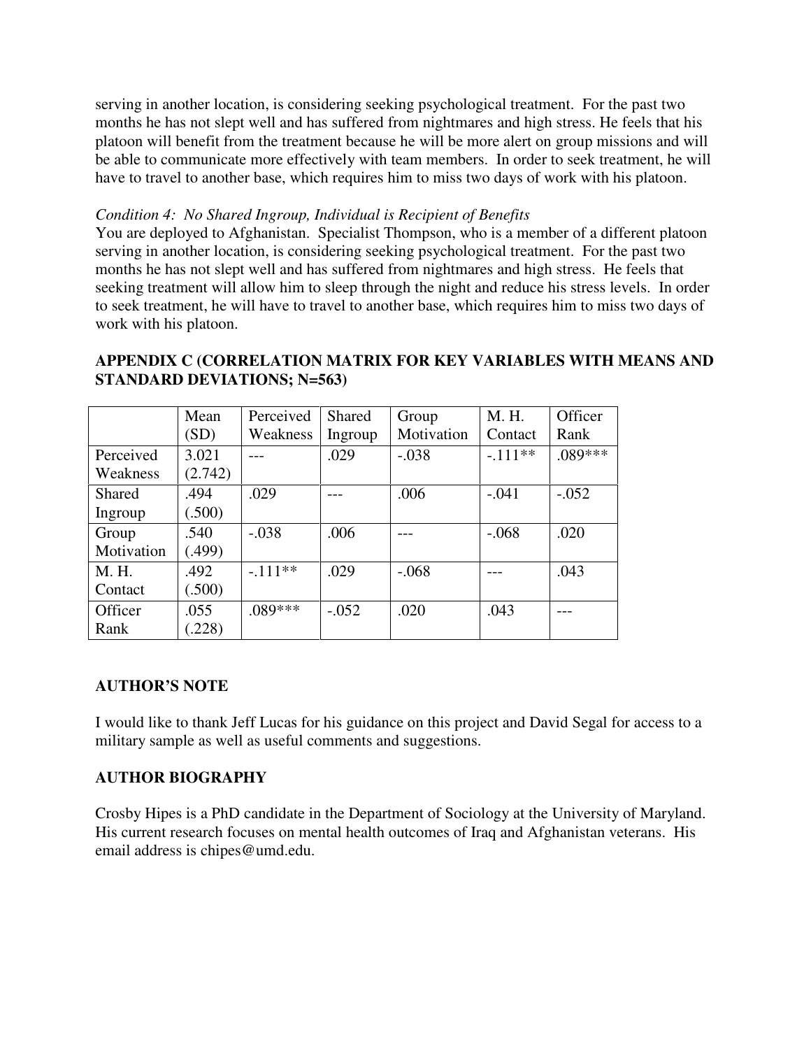serving in another location, is considering seeking psychological treatment. For the past two months he has not slept well and has suffered from nightmares and high stress. He feels that his platoon will benefit from the treatment because he will be more alert on group missions and will be able to communicate more effectively with team members. In order to seek treatment, he will have to travel to another base, which requires him to miss two days of work with his platoon.

*Condition 4: No Shared Ingroup, Individual is Recipient of Benefits*

You are deployed to Afghanistan. Specialist Thompson, who is a member of a different platoon serving in another location, is considering seeking psychological treatment. For the past two months he has not slept well and has suffered from nightmares and high stress. He feels that seeking treatment will allow him to sleep through the night and reduce his stress levels. In order to seek treatment, he will have to travel to another base, which requires him to miss two days of work with his platoon.

## APPENDIX C (CORRELATION MATRIX FOR KEY VARIABLES WITH MEANS AND STANDARD DEVIATIONS; N=563)

| | Mean (SD) | Perceived Weakness | Shared Ingroup | Group Motivation | M. H. Contact | Officer Rank |
|---|---|---|---|---|---|---|
| Perceived Weakness | 3.021 (2.742) | --- | .029 | -.038 | -.111** | .089*** |
| Shared Ingroup | .494 (.500) | .029 | --- | .006 | -.041 | -.052 |
| Group Motivation | .540 (.499) | -.038 | .006 | --- | -.068 | .020 |
| M. H. Contact | .492 (.500) | -.111** | .029 | -.068 | --- | .043 |
| Officer Rank | .055 (.228) | .089*** | -.052 | .020 | .043 | --- |

## AUTHOR'S NOTE

I would like to thank Jeff Lucas for his guidance on this project and David Segal for access to a military sample as well as useful comments and suggestions.

## AUTHOR BIOGRAPHY

Crosby Hipes is a PhD candidate in the Department of Sociology at the University of Maryland. His current research focuses on mental health outcomes of Iraq and Afghanistan veterans. His email address is chipes@umd.edu.